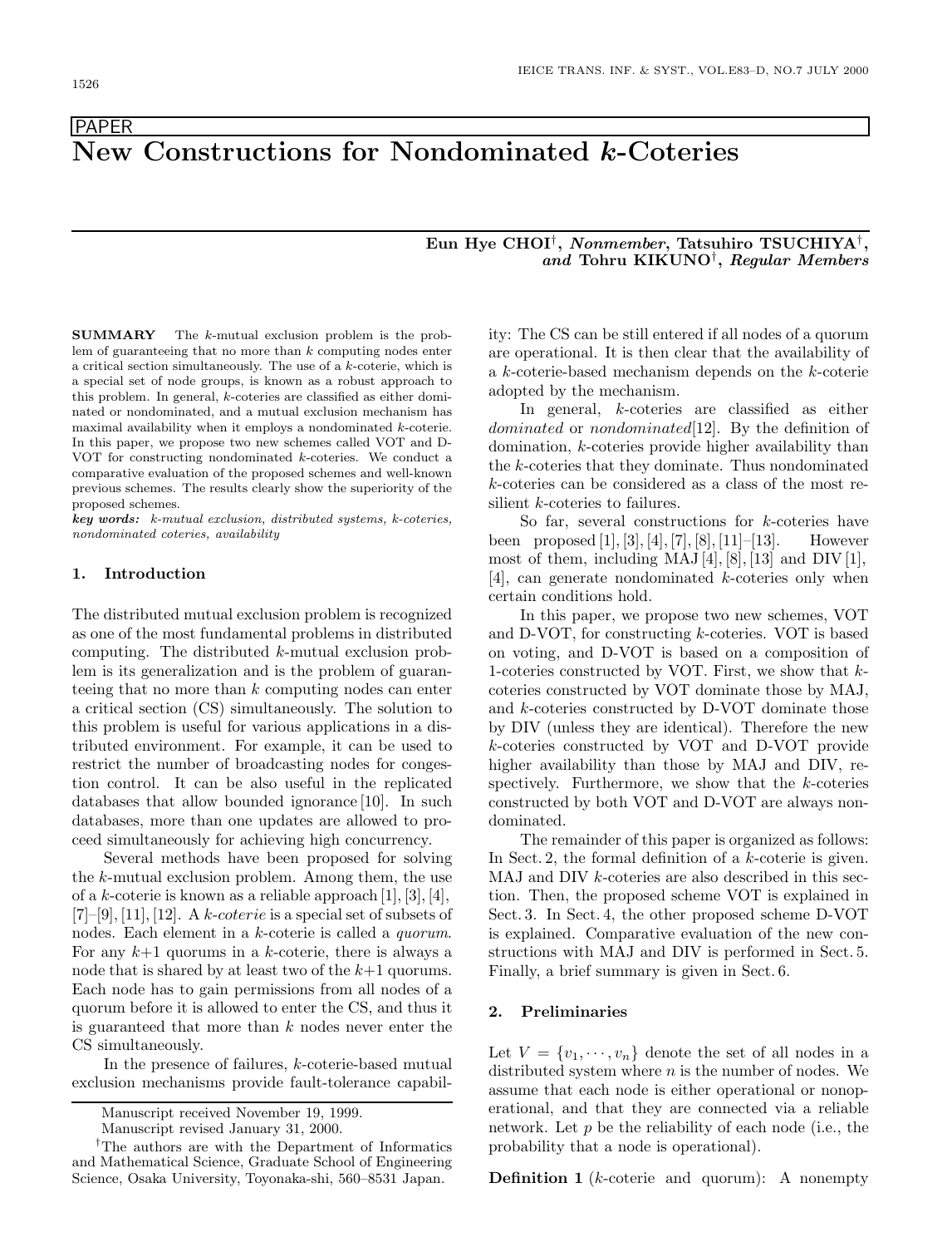PAPER

# New Constructions for Nondominated $k$-Coteries

**Eun Hye CHOI**[†], *Nonmember*, **Tatsuhiro TSUCHIYA**[†], *and* **Tohru KIKUNO**[†], *Regular Members*

**SUMMARY** The $k$-mutual exclusion problem is the problem of guaranteeing that no more than $k$ computing nodes enter a critical section simultaneously. The use of a $k$-coterie, which is a special set of node groups, is known as a robust approach to this problem. In general, $k$-coteries are classified as either dominated or nondominated, and a mutual exclusion mechanism has maximal availability when it employs a nondominated $k$-coterie. In this paper, we propose two new schemes called VOT and D-VOT for constructing nondominated $k$-coteries. We conduct a comparative evaluation of the proposed schemes and well-known previous schemes. The results clearly show the superiority of the proposed schemes.

***key words:*** *$k$-mutual exclusion, distributed systems, $k$-coteries, nondominated coteries, availability*

## 1. Introduction

The distributed mutual exclusion problem is recognized as one of the most fundamental problems in distributed computing. The distributed $k$-mutual exclusion problem is its generalization and is the problem of guaranteeing that no more than $k$ computing nodes can enter a critical section (CS) simultaneously. The solution to this problem is useful for various applications in a distributed environment. For example, it can be used to restrict the number of broadcasting nodes for congestion control. It can be also useful in the replicated databases that allow bounded ignorance [10]. In such databases, more than one updates are allowed to proceed simultaneously for achieving high concurrency.

Several methods have been proposed for solving the $k$-mutual exclusion problem. Among them, the use of a $k$-coterie is known as a reliable approach [1], [3], [4], [7]–[9], [11], [12]. A *$k$-coterie* is a special set of subsets of nodes. Each element in a $k$-coterie is called a *quorum*. For any $k+1$ quorums in a $k$-coterie, there is always a node that is shared by at least two of the $k+1$ quorums. Each node has to gain permissions from all nodes of a quorum before it is allowed to enter the CS, and thus it is guaranteed that more than $k$ nodes never enter the CS simultaneously.

In the presence of failures, $k$-coterie-based mutual exclusion mechanisms provide fault-tolerance capability: The CS can be still entered if all nodes of a quorum are operational. It is then clear that the availability of a $k$-coterie-based mechanism depends on the $k$-coterie adopted by the mechanism.

In general, $k$-coteries are classified as either *dominated* or *nondominated*[12]. By the definition of domination, $k$-coteries provide higher availability than the $k$-coteries that they dominate. Thus nondominated $k$-coteries can be considered as a class of the most resilient $k$-coteries to failures.

So far, several constructions for $k$-coteries have been proposed [1], [3], [4], [7], [8], [11]–[13]. However most of them, including MAJ [4], [8], [13] and DIV [1], [4], can generate nondominated $k$-coteries only when certain conditions hold.

In this paper, we propose two new schemes, VOT and D-VOT, for constructing $k$-coteries. VOT is based on voting, and D-VOT is based on a composition of 1-coteries constructed by VOT. First, we show that $k$-coteries constructed by VOT dominate those by MAJ, and $k$-coteries constructed by D-VOT dominate those by DIV (unless they are identical). Therefore the new $k$-coteries constructed by VOT and D-VOT provide higher availability than those by MAJ and DIV, respectively. Furthermore, we show that the $k$-coteries constructed by both VOT and D-VOT are always nondominated.

The remainder of this paper is organized as follows: In Sect. 2, the formal definition of a $k$-coterie is given. MAJ and DIV $k$-coteries are also described in this section. Then, the proposed scheme VOT is explained in Sect. 3. In Sect. 4, the other proposed scheme D-VOT is explained. Comparative evaluation of the new constructions with MAJ and DIV is performed in Sect. 5. Finally, a brief summary is given in Sect. 6.

## 2. Preliminaries

Let $V = \{v_1, \cdots, v_n\}$ denote the set of all nodes in a distributed system where $n$ is the number of nodes. We assume that each node is either operational or nonoperational, and that they are connected via a reliable network. Let $p$ be the reliability of each node (i.e., the probability that a node is operational).

**Definition 1** ($k$-coterie and quorum): A nonempty

Manuscript received November 19, 1999.

Manuscript revised January 31, 2000.

[†]The authors are with the Department of Informatics and Mathematical Science, Graduate School of Engineering Science, Osaka University, Toyonaka-shi, 560–8531 Japan.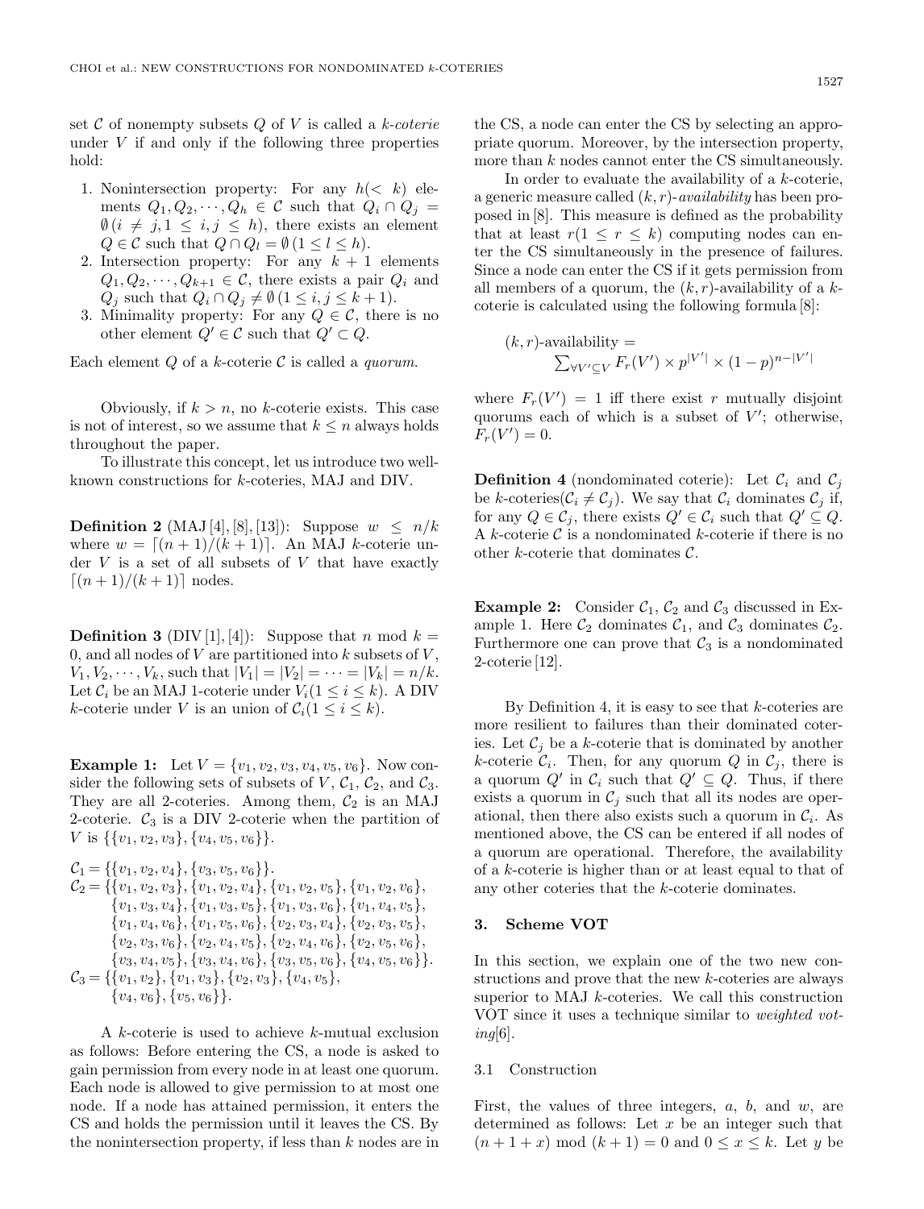set $\mathcal{C}$ of nonempty subsets $Q$ of $V$ is called a *k-coterie* under $V$ if and only if the following three properties hold:

1. Nonintersection property: For any $h(< k)$ elements $Q_1, Q_2, \cdots, Q_h \in \mathcal{C}$ such that $Q_i \cap Q_j = \emptyset \, (i \neq j, 1 \leq i, j \leq h)$, there exists an element $Q \in \mathcal{C}$ such that $Q \cap Q_l = \emptyset \, (1 \leq l \leq h)$.
2. Intersection property: For any $k+1$ elements $Q_1, Q_2, \cdots, Q_{k+1} \in \mathcal{C}$, there exists a pair $Q_i$ and $Q_j$ such that $Q_i \cap Q_j \neq \emptyset \, (1 \leq i, j \leq k+1)$.
3. Minimality property: For any $Q \in \mathcal{C}$, there is no other element $Q' \in \mathcal{C}$ such that $Q' \subset Q$.

Each element $Q$ of a $k$-coterie $\mathcal{C}$ is called a *quorum*.

Obviously, if $k > n$, no $k$-coterie exists. This case is not of interest, so we assume that $k \leq n$ always holds throughout the paper.

To illustrate this concept, let us introduce two well-known constructions for $k$-coteries, MAJ and DIV.

**Definition 2** (MAJ [4], [8], [13]): Suppose $w \leq n/k$ where $w = \lceil (n+1)/(k+1) \rceil$. An MAJ $k$-coterie under $V$ is a set of all subsets of $V$ that have exactly $\lceil (n+1)/(k+1) \rceil$ nodes.

**Definition 3** (DIV [1], [4]): Suppose that $n \bmod k = 0$, and all nodes of $V$ are partitioned into $k$ subsets of $V$, $V_1, V_2, \cdots, V_k$, such that $|V_1| = |V_2| = \cdots = |V_k| = n/k$. Let $\mathcal{C}_i$ be an MAJ 1-coterie under $V_i (1 \leq i \leq k)$. A DIV $k$-coterie under $V$ is an union of $\mathcal{C}_i (1 \leq i \leq k)$.

**Example 1:** Let $V = \{v_1, v_2, v_3, v_4, v_5, v_6\}$. Now consider the following sets of subsets of $V$, $\mathcal{C}_1$, $\mathcal{C}_2$, and $\mathcal{C}_3$. They are all 2-coteries. Among them, $\mathcal{C}_2$ is an MAJ 2-coterie. $\mathcal{C}_3$ is a DIV 2-coterie when the partition of $V$ is $\{\{v_1, v_2, v_3\}, \{v_4, v_5, v_6\}\}$.

$$
\begin{aligned}
\mathcal{C}_1 = \{&\{v_1, v_2, v_4\}, \{v_3, v_5, v_6\}\}. \\
\mathcal{C}_2 = \{&\{v_1, v_2, v_3\}, \{v_1, v_2, v_4\}, \{v_1, v_2, v_5\}, \{v_1, v_2, v_6\}, \\
&\{v_1, v_3, v_4\}, \{v_1, v_3, v_5\}, \{v_1, v_3, v_6\}, \{v_1, v_4, v_5\}, \\
&\{v_1, v_4, v_6\}, \{v_1, v_5, v_6\}, \{v_2, v_3, v_4\}, \{v_2, v_3, v_5\}, \\
&\{v_2, v_3, v_6\}, \{v_2, v_4, v_5\}, \{v_2, v_4, v_6\}, \{v_2, v_5, v_6\}, \\
&\{v_3, v_4, v_5\}, \{v_3, v_4, v_6\}, \{v_3, v_5, v_6\}, \{v_4, v_5, v_6\}\}. \\
\mathcal{C}_3 = \{&\{v_1, v_2\}, \{v_1, v_3\}, \{v_2, v_3\}, \{v_4, v_5\}, \\
&\{v_4, v_6\}, \{v_5, v_6\}\}.
\end{aligned}
$$

A $k$-coterie is used to achieve $k$-mutual exclusion as follows: Before entering the CS, a node is asked to gain permission from every node in at least one quorum. Each node is allowed to give permission to at most one node. If a node has attained permission, it enters the CS and holds the permission until it leaves the CS. By the nonintersection property, if less than $k$ nodes are in the CS, a node can enter the CS by selecting an appropriate quorum. Moreover, by the intersection property, more than $k$ nodes cannot enter the CS simultaneously.

In order to evaluate the availability of a $k$-coterie, a generic measure called $(k,r)$-*availability* has been proposed in [8]. This measure is defined as the probability that at least $r (1 \leq r \leq k)$ computing nodes can enter the CS simultaneously in the presence of failures. Since a node can enter the CS if it gets permission from all members of a quorum, the $(k,r)$-availability of a $k$-coterie is calculated using the following formula [8]:

$$
(k,r)\text{-availability} = \sum_{\forall V' \subseteq V} F_r(V') \times p^{|V'|} \times (1-p)^{n-|V'|}
$$

where $F_r(V') = 1$ iff there exist $r$ mutually disjoint quorums each of which is a subset of $V'$; otherwise, $F_r(V') = 0$.

**Definition 4** (nondominated coterie): Let $\mathcal{C}_i$ and $\mathcal{C}_j$ be $k$-coteries($\mathcal{C}_i \neq \mathcal{C}_j$). We say that $\mathcal{C}_i$ dominates $\mathcal{C}_j$ if, for any $Q \in \mathcal{C}_j$, there exists $Q' \in \mathcal{C}_i$ such that $Q' \subseteq Q$. A $k$-coterie $\mathcal{C}$ is a nondominated $k$-coterie if there is no other $k$-coterie that dominates $\mathcal{C}$.

**Example 2:** Consider $\mathcal{C}_1$, $\mathcal{C}_2$ and $\mathcal{C}_3$ discussed in Example 1. Here $\mathcal{C}_2$ dominates $\mathcal{C}_1$, and $\mathcal{C}_3$ dominates $\mathcal{C}_2$. Furthermore one can prove that $\mathcal{C}_3$ is a nondominated 2-coterie [12].

By Definition 4, it is easy to see that $k$-coteries are more resilient to failures than their dominated coteries. Let $\mathcal{C}_j$ be a $k$-coterie that is dominated by another $k$-coterie $\mathcal{C}_i$. Then, for any quorum $Q$ in $\mathcal{C}_j$, there is a quorum $Q'$ in $\mathcal{C}_i$ such that $Q' \subseteq Q$. Thus, if there exists a quorum in $\mathcal{C}_j$ such that all its nodes are operational, then there also exists such a quorum in $\mathcal{C}_i$. As mentioned above, the CS can be entered if all nodes of a quorum are operational. Therefore, the availability of a $k$-coterie is higher than or at least equal to that of any other coteries that the $k$-coterie dominates.

## 3. Scheme VOT

In this section, we explain one of the two new constructions and prove that the new $k$-coteries are always superior to MAJ $k$-coteries. We call this construction VOT since it uses a technique similar to *weighted voting*[6].

### 3.1 Construction

First, the values of three integers, $a$, $b$, and $w$, are determined as follows: Let $x$ be an integer such that $(n+1+x) \bmod (k+1) = 0$ and $0 \leq x \leq k$. Let $y$ be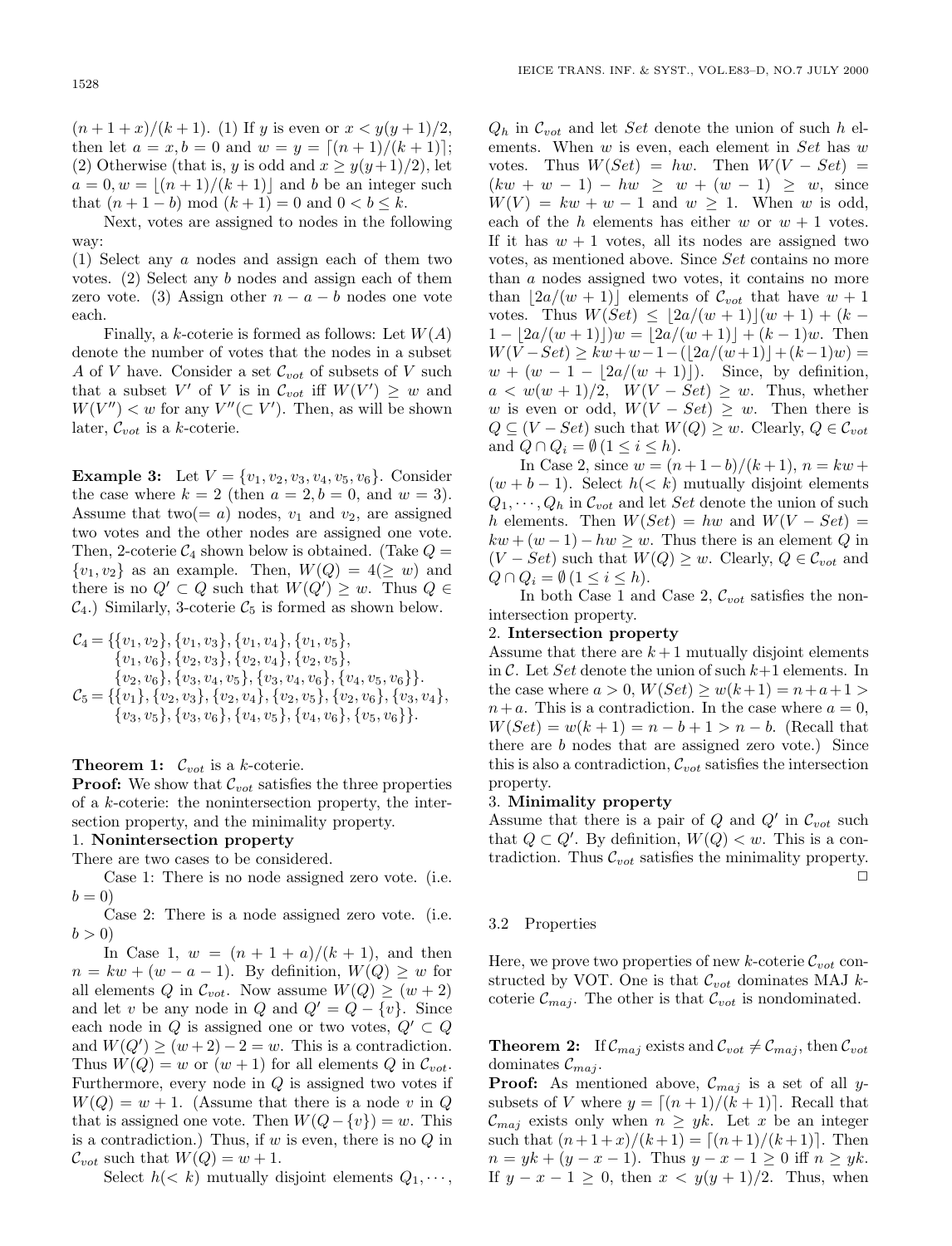$(n+1+x)/(k+1)$. (1) If $y$ is even or $x < y(y+1)/2$, then let $a = x, b = 0$ and $w = y = \lceil (n+1)/(k+1) \rceil$; (2) Otherwise (that is, $y$ is odd and $x \geq y(y+1)/2$), let $a = 0, w = \lfloor (n+1)/(k+1) \rfloor$ and $b$ be an integer such that $(n+1-b) \bmod (k+1) = 0$ and $0 < b \leq k$.

Next, votes are assigned to nodes in the following way:

(1) Select any $a$ nodes and assign each of them two votes. (2) Select any $b$ nodes and assign each of them zero vote. (3) Assign other $n-a-b$ nodes one vote each.

Finally, a $k$-coterie is formed as follows: Let $W(A)$ denote the number of votes that the nodes in a subset $A$ of $V$ have. Consider a set $\mathcal{C}_{vot}$ of subsets of $V$ such that a subset $V'$ of $V$ is in $\mathcal{C}_{vot}$ iff $W(V') \geq w$ and $W(V'') < w$ for any $V'' (\subset V')$. Then, as will be shown later, $\mathcal{C}_{vot}$ is a $k$-coterie.

**Example 3:** Let $V = \{v_1, v_2, v_3, v_4, v_5, v_6\}$. Consider the case where $k = 2$ (then $a = 2, b = 0$, and $w = 3$). Assume that two($= a$) nodes, $v_1$ and $v_2$, are assigned two votes and the other nodes are assigned one vote. Then, 2-coterie $\mathcal{C}_4$ shown below is obtained. (Take $Q = \{v_1, v_2\}$ as an example. Then, $W(Q) = 4 (\geq w)$ and there is no $Q' \subset Q$ such that $W(Q') \geq w$. Thus $Q \in \mathcal{C}_4$.) Similarly, 3-coterie $\mathcal{C}_5$ is formed as shown below.

$$\begin{aligned}
\mathcal{C}_4 = \{&\{v_1, v_2\}, \{v_1, v_3\}, \{v_1, v_4\}, \{v_1, v_5\}, \\
&\{v_1, v_6\}, \{v_2, v_3\}, \{v_2, v_4\}, \{v_2, v_5\}, \\
&\{v_2, v_6\}, \{v_3, v_4, v_5\}, \{v_3, v_4, v_6\}, \{v_4, v_5, v_6\}\}. \\
\mathcal{C}_5 = \{&\{v_1\}, \{v_2, v_3\}, \{v_2, v_4\}, \{v_2, v_5\}, \{v_2, v_6\}, \{v_3, v_4\}, \\
&\{v_3, v_5\}, \{v_3, v_6\}, \{v_4, v_5\}, \{v_4, v_6\}, \{v_5, v_6\}\}.
\end{aligned}$$

**Theorem 1:** $\mathcal{C}_{vot}$ is a $k$-coterie.

**Proof:** We show that $\mathcal{C}_{vot}$ satisfies the three properties of a $k$-coterie: the nonintersection property, the intersection property, and the minimality property.

1. **Nonintersection property**

There are two cases to be considered.

Case 1: There is no node assigned zero vote. (i.e. $b = 0$)

Case 2: There is a node assigned zero vote. (i.e. $b > 0$)

In Case 1, $w = (n+1+a)/(k+1)$, and then $n = kw + (w-a-1)$. By definition, $W(Q) \geq w$ for all elements $Q$ in $\mathcal{C}_{vot}$. Now assume $W(Q) \geq (w+2)$ and let $v$ be any node in $Q$ and $Q' = Q - \{v\}$. Since each node in $Q$ is assigned one or two votes, $Q' \subset Q$ and $W(Q') \geq (w+2) - 2 = w$. This is a contradiction. Thus $W(Q) = w$ or $(w+1)$ for all elements $Q$ in $\mathcal{C}_{vot}$. Furthermore, every node in $Q$ is assigned two votes if $W(Q) = w+1$. (Assume that there is a node $v$ in $Q$ that is assigned one vote. Then $W(Q - \{v\}) = w$. This is a contradiction.) Thus, if $w$ is even, there is no $Q$ in $\mathcal{C}_{vot}$ such that $W(Q) = w+1$.

Select $h (< k)$ mutually disjoint elements $Q_1, \cdots, Q_h$ in $\mathcal{C}_{vot}$ and let $Set$ denote the union of such $h$ elements. When $w$ is even, each element in $Set$ has $w$ votes. Thus $W(Set) = hw$. Then $W(V - Set) = (kw + w - 1) - hw \geq w + (w-1) \geq w$, since $W(V) = kw + w - 1$ and $w \geq 1$. When $w$ is odd, each of the $h$ elements has either $w$ or $w+1$ votes. If it has $w+1$ votes, all its nodes are assigned two votes, as mentioned above. Since $Set$ contains no more than $a$ nodes assigned two votes, it contains no more than $\lfloor 2a/(w+1) \rfloor$ elements of $\mathcal{C}_{vot}$ that have $w+1$ votes. Thus $W(Set) \leq \lfloor 2a/(w+1) \rfloor (w+1) + (k-1-\lfloor 2a/(w+1) \rfloor) w = \lfloor 2a/(w+1) \rfloor + (k-1)w$. Then $W(V - Set) \geq kw + w - 1 - (\lfloor 2a/(w+1) \rfloor + (k-1)w) = w + (w - 1 - \lfloor 2a/(w+1) \rfloor)$. Since, by definition, $a < w(w+1)/2$, $W(V - Set) \geq w$. Thus, whether $w$ is even or odd, $W(V - Set) \geq w$. Then there is $Q \subseteq (V - Set)$ such that $W(Q) \geq w$. Clearly, $Q \in \mathcal{C}_{vot}$ and $Q \cap Q_i = \emptyset \, (1 \leq i \leq h)$.

In Case 2, since $w = (n+1-b)/(k+1)$, $n = kw + (w+b-1)$. Select $h (< k)$ mutually disjoint elements $Q_1, \cdots, Q_h$ in $\mathcal{C}_{vot}$ and let $Set$ denote the union of such $h$ elements. Then $W(Set) = hw$ and $W(V - Set) = kw + (w-1) - hw \geq w$. Thus there is an element $Q$ in $(V - Set)$ such that $W(Q) \geq w$. Clearly, $Q \in \mathcal{C}_{vot}$ and $Q \cap Q_i = \emptyset \, (1 \leq i \leq h)$.

In both Case 1 and Case 2, $\mathcal{C}_{vot}$ satisfies the nonintersection property.

2. **Intersection property**

Assume that there are $k+1$ mutually disjoint elements in $\mathcal{C}$. Let $Set$ denote the union of such $k+1$ elements. In the case where $a > 0$, $W(Set) \geq w(k+1) = n + a + 1 > n + a$. This is a contradiction. In the case where $a = 0$, $W(Set) = w(k+1) = n - b + 1 > n - b$. (Recall that there are $b$ nodes that are assigned zero vote.) Since this is also a contradiction, $\mathcal{C}_{vot}$ satisfies the intersection property.

3. **Minimality property**

Assume that there is a pair of $Q$ and $Q'$ in $\mathcal{C}_{vot}$ such that $Q \subset Q'$. By definition, $W(Q) < w$. This is a contradiction. Thus $\mathcal{C}_{vot}$ satisfies the minimality property. □

### 3.2 Properties

Here, we prove two properties of new $k$-coterie $\mathcal{C}_{vot}$ constructed by VOT. One is that $\mathcal{C}_{vot}$ dominates MAJ $k$-coterie $\mathcal{C}_{maj}$. The other is that $\mathcal{C}_{vot}$ is nondominated.

**Theorem 2:** If $\mathcal{C}_{maj}$ exists and $\mathcal{C}_{vot} \neq \mathcal{C}_{maj}$, then $\mathcal{C}_{vot}$ dominates $\mathcal{C}_{maj}$.

**Proof:** As mentioned above, $\mathcal{C}_{maj}$ is a set of all $y$-subsets of $V$ where $y = \lceil (n+1)/(k+1) \rceil$. Recall that $\mathcal{C}_{maj}$ exists only when $n \geq yk$. Let $x$ be an integer such that $(n+1+x)/(k+1) = \lceil (n+1)/(k+1) \rceil$. Then $n = yk + (y - x - 1)$. Thus $y - x - 1 \geq 0$ iff $n \geq yk$. If $y - x - 1 \geq 0$, then $x < y(y+1)/2$. Thus, when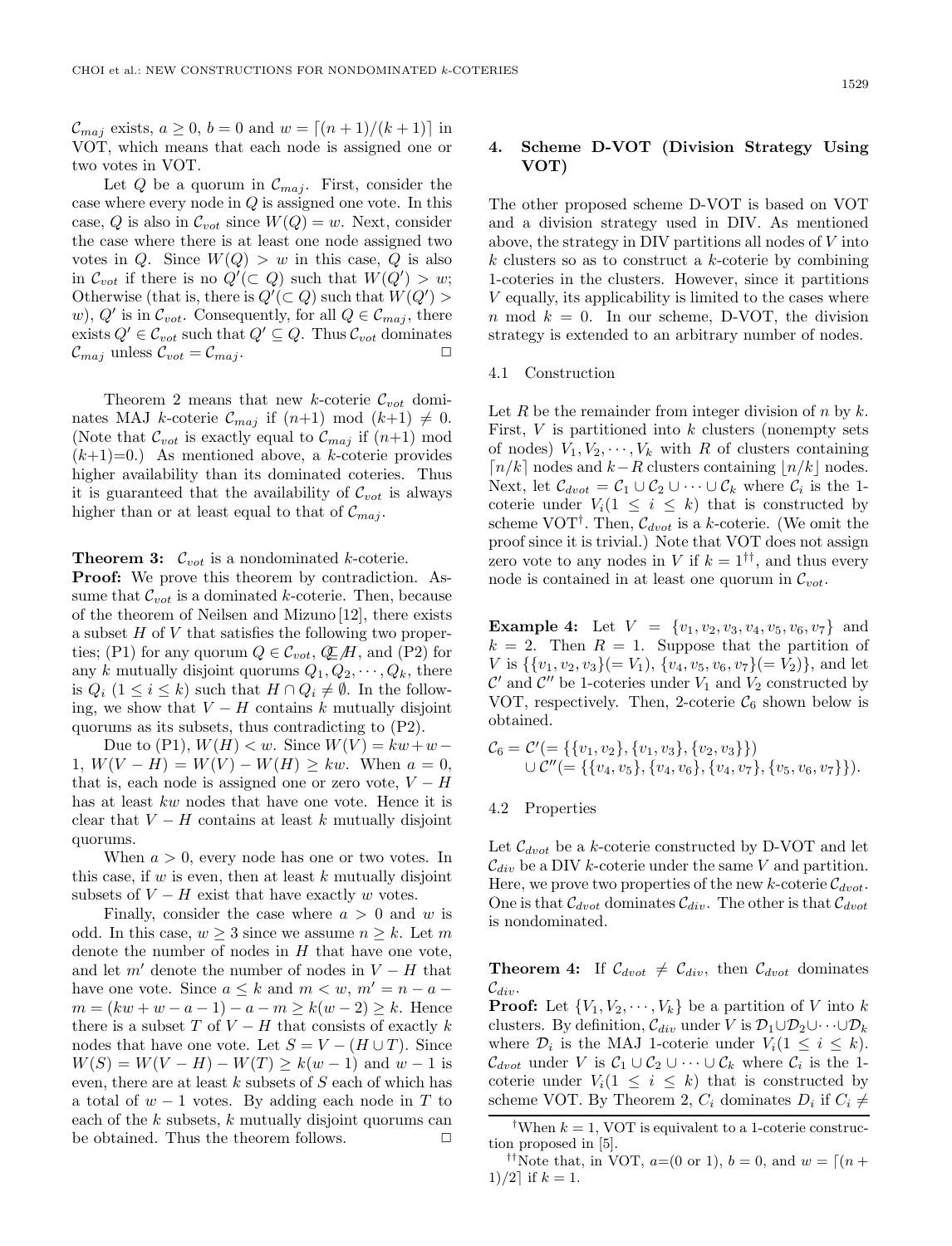$\mathcal{C}_{maj}$ exists, $a \geq 0$, $b = 0$ and $w = \lceil (n+1)/(k+1) \rceil$ in VOT, which means that each node is assigned one or two votes in VOT.

Let $Q$ be a quorum in $\mathcal{C}_{maj}$. First, consider the case where every node in $Q$ is assigned one vote. In this case, $Q$ is also in $\mathcal{C}_{vot}$ since $W(Q) = w$. Next, consider the case where there is at least one node assigned two votes in $Q$. Since $W(Q) > w$ in this case, $Q$ is also in $\mathcal{C}_{vot}$ if there is no $Q'(\subset Q)$ such that $W(Q') > w$; Otherwise (that is, there is $Q'(\subset Q)$ such that $W(Q') > w$), $Q'$ is in $\mathcal{C}_{vot}$. Consequently, for all $Q \in \mathcal{C}_{maj}$, there exists $Q' \in \mathcal{C}_{vot}$ such that $Q' \subseteq Q$. Thus $\mathcal{C}_{vot}$ dominates $\mathcal{C}_{maj}$ unless $\mathcal{C}_{vot} = \mathcal{C}_{maj}$. □

Theorem 2 means that new $k$-coterie $\mathcal{C}_{vot}$ dominates MAJ $k$-coterie $\mathcal{C}_{maj}$ if $(n+1) \bmod (k+1) \neq 0$. (Note that $\mathcal{C}_{vot}$ is exactly equal to $\mathcal{C}_{maj}$ if $(n+1) \bmod (k+1)=0$.) As mentioned above, a $k$-coterie provides higher availability than its dominated coteries. Thus it is guaranteed that the availability of $\mathcal{C}_{vot}$ is always higher than or at least equal to that of $\mathcal{C}_{maj}$.

**Theorem 3:** $\mathcal{C}_{vot}$ is a nondominated $k$-coterie.

**Proof:** We prove this theorem by contradiction. Assume that $\mathcal{C}_{vot}$ is a dominated $k$-coterie. Then, because of the theorem of Neilsen and Mizuno [12], there exists a subset $H$ of $V$ that satisfies the following two properties; (P1) for any quorum $Q \in \mathcal{C}_{vot}$, $Q \not\subseteq H$, and (P2) for any $k$ mutually disjoint quorums $Q_1, Q_2, \cdots, Q_k$, there is $Q_i$ $(1 \leq i \leq k)$ such that $H \cap Q_i \neq \emptyset$. In the following, we show that $V - H$ contains $k$ mutually disjoint quorums as its subsets, thus contradicting to (P2).

Due to (P1), $W(H) < w$. Since $W(V) = kw + w - 1$, $W(V - H) = W(V) - W(H) \geq kw$. When $a = 0$, that is, each node is assigned one or zero vote, $V - H$ has at least $kw$ nodes that have one vote. Hence it is clear that $V - H$ contains at least $k$ mutually disjoint quorums.

When $a > 0$, every node has one or two votes. In this case, if $w$ is even, then at least $k$ mutually disjoint subsets of $V - H$ exist that have exactly $w$ votes.

Finally, consider the case where $a > 0$ and $w$ is odd. In this case, $w \geq 3$ since we assume $n \geq k$. Let $m$ denote the number of nodes in $H$ that have one vote, and let $m'$ denote the number of nodes in $V - H$ that have one vote. Since $a \leq k$ and $m < w$, $m' = n - a - m = (kw + w - a - 1) - a - m \geq k(w - 2) \geq k$. Hence there is a subset $T$ of $V - H$ that consists of exactly $k$ nodes that have one vote. Let $S = V - (H \cup T)$. Since $W(S) = W(V - H) - W(T) \geq k(w - 1)$ and $w - 1$ is even, there are at least $k$ subsets of $S$ each of which has a total of $w - 1$ votes. By adding each node in $T$ to each of the $k$ subsets, $k$ mutually disjoint quorums can be obtained. Thus the theorem follows. □

## 4. Scheme D-VOT (Division Strategy Using VOT)

The other proposed scheme D-VOT is based on VOT and a division strategy used in DIV. As mentioned above, the strategy in DIV partitions all nodes of $V$ into $k$ clusters so as to construct a $k$-coterie by combining 1-coteries in the clusters. However, since it partitions $V$ equally, its applicability is limited to the cases where $n \bmod k = 0$. In our scheme, D-VOT, the division strategy is extended to an arbitrary number of nodes.

### 4.1 Construction

Let $R$ be the remainder from integer division of $n$ by $k$. First, $V$ is partitioned into $k$ clusters (nonempty sets of nodes) $V_1, V_2, \cdots, V_k$ with $R$ of clusters containing $\lceil n/k \rceil$ nodes and $k - R$ clusters containing $\lfloor n/k \rfloor$ nodes. Next, let $\mathcal{C}_{dvot} = \mathcal{C}_1 \cup \mathcal{C}_2 \cup \cdots \cup \mathcal{C}_k$ where $\mathcal{C}_i$ is the 1-coterie under $V_i (1 \leq i \leq k)$ that is constructed by scheme VOT[†]. Then, $\mathcal{C}_{dvot}$ is a $k$-coterie. (We omit the proof since it is trivial.) Note that VOT does not assign zero vote to any nodes in $V$ if $k = 1$[††], and thus every node is contained in at least one quorum in $\mathcal{C}_{vot}$.

**Example 4:** Let $V = \{v_1, v_2, v_3, v_4, v_5, v_6, v_7\}$ and $k = 2$. Then $R = 1$. Suppose that the partition of $V$ is $\{\{v_1, v_2, v_3\}(= V_1), \{v_4, v_5, v_6, v_7\}(= V_2)\}$, and let $\mathcal{C}'$ and $\mathcal{C}''$ be 1-coteries under $V_1$ and $V_2$ constructed by VOT, respectively. Then, 2-coterie $\mathcal{C}_6$ shown below is obtained.

$$\begin{aligned}\mathcal{C}_6 = \mathcal{C}'(&= \{\{v_1, v_2\}, \{v_1, v_3\}, \{v_2, v_3\}\}) \\ \cup\, \mathcal{C}''(&= \{\{v_4, v_5\}, \{v_4, v_6\}, \{v_4, v_7\}, \{v_5, v_6, v_7\}\}).\end{aligned}$$

### 4.2 Properties

Let $\mathcal{C}_{dvot}$ be a $k$-coterie constructed by D-VOT and let $\mathcal{C}_{div}$ be a DIV $k$-coterie under the same $V$ and partition. Here, we prove two properties of the new $k$-coterie $\mathcal{C}_{dvot}$. One is that $\mathcal{C}_{dvot}$ dominates $\mathcal{C}_{div}$. The other is that $\mathcal{C}_{dvot}$ is nondominated.

**Theorem 4:** If $\mathcal{C}_{dvot} \neq \mathcal{C}_{div}$, then $\mathcal{C}_{dvot}$ dominates $\mathcal{C}_{div}$.

**Proof:** Let $\{V_1, V_2, \cdots, V_k\}$ be a partition of $V$ into $k$ clusters. By definition, $\mathcal{C}_{div}$ under $V$ is $\mathcal{D}_1 \cup \mathcal{D}_2 \cup \cdots \cup \mathcal{D}_k$ where $\mathcal{D}_i$ is the MAJ 1-coterie under $V_i (1 \leq i \leq k)$. $\mathcal{C}_{dvot}$ under $V$ is $\mathcal{C}_1 \cup \mathcal{C}_2 \cup \cdots \cup \mathcal{C}_k$ where $\mathcal{C}_i$ is the 1-coterie under $V_i (1 \leq i \leq k)$ that is constructed by scheme VOT. By Theorem 2, $C_i$ dominates $D_i$ if $C_i \neq$

[†] When $k = 1$, VOT is equivalent to a 1-coterie construction proposed in [5].

[††] Note that, in VOT, $a$=(0 or 1), $b = 0$, and $w = \lceil (n + 1)/2 \rceil$ if $k = 1$.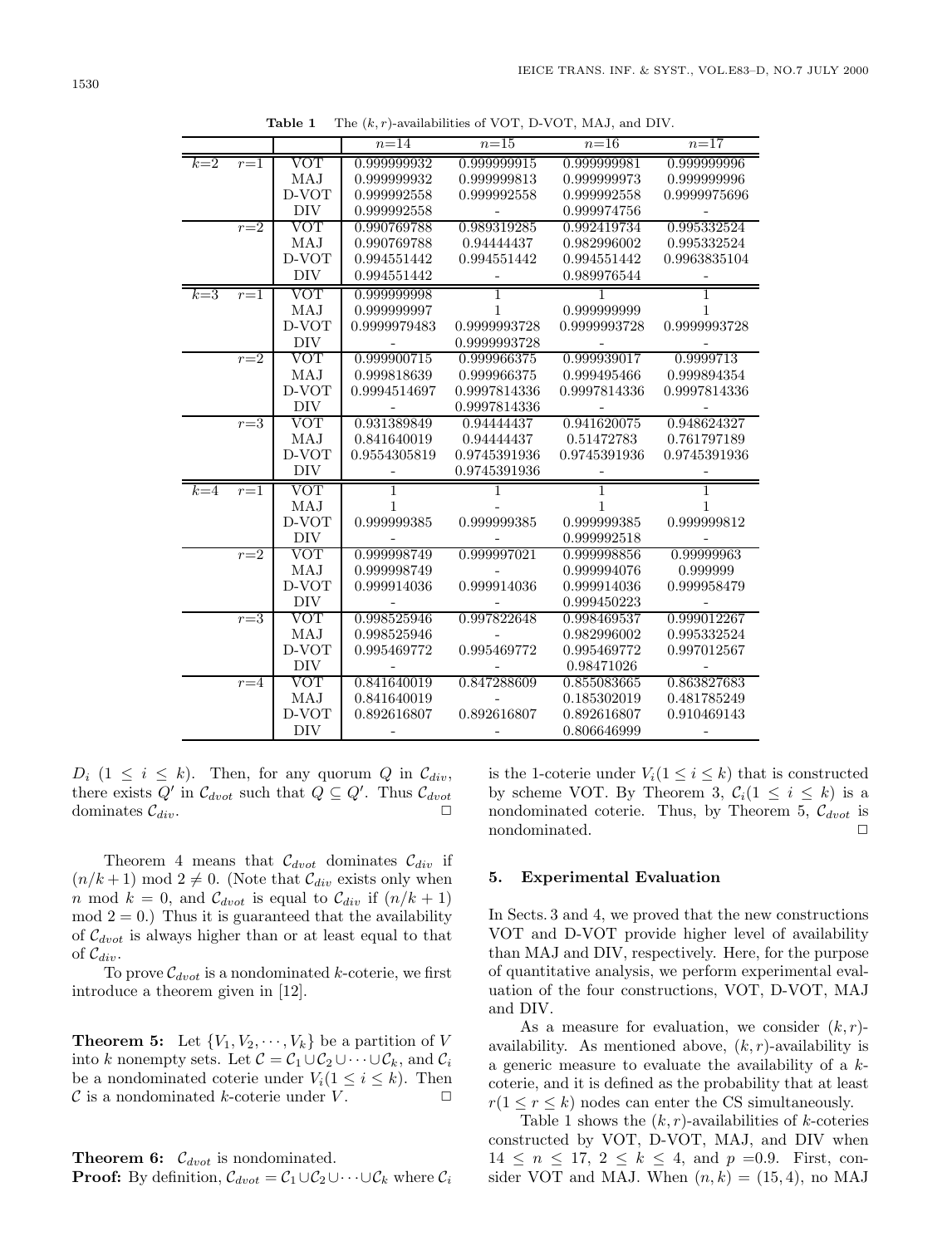**Table 1** The $(k, r)$-availabilities of VOT, D-VOT, MAJ, and DIV.

| | | | $n$=14 | $n$=15 | $n$=16 | $n$=17 |
|---|---|---|---|---|---|---|
| $k$=2 | $r$=1 | VOT | 0.999999932 | 0.999999915 | 0.999999981 | 0.999999996 |
| | | MAJ | 0.999999932 | 0.999999813 | 0.999999973 | 0.999999996 |
| | | D-VOT | 0.999992558 | 0.999992558 | 0.999992558 | 0.9999975696 |
| | | DIV | 0.999992558 | - | 0.999974756 | - |
| | $r$=2 | VOT | 0.990769788 | 0.989319285 | 0.992419734 | 0.995332524 |
| | | MAJ | 0.990769788 | 0.94444437 | 0.982996002 | 0.995332524 |
| | | D-VOT | 0.994551442 | 0.994551442 | 0.994551442 | 0.9963835104 |
| | | DIV | 0.994551442 | - | 0.989976544 | - |
| $k$=3 | $r$=1 | VOT | 0.999999998 | 1 | 1 | 1 |
| | | MAJ | 0.999999997 | 1 | 0.999999999 | 1 |
| | | D-VOT | 0.9999979483 | 0.9999993728 | 0.9999993728 | 0.9999993728 |
| | | DIV | - | 0.9999993728 | - | - |
| | $r$=2 | VOT | 0.999900715 | 0.999966375 | 0.999939017 | 0.9999713 |
| | | MAJ | 0.999818639 | 0.999966375 | 0.999495466 | 0.999894354 |
| | | D-VOT | 0.9994514697 | 0.9997814336 | 0.9997814336 | 0.9997814336 |
| | | DIV | - | 0.9997814336 | - | - |
| | $r$=3 | VOT | 0.931389849 | 0.94444437 | 0.941620075 | 0.948624327 |
| | | MAJ | 0.841640019 | 0.94444437 | 0.51472783 | 0.761797189 |
| | | D-VOT | 0.9554305819 | 0.9745391936 | 0.9745391936 | 0.9745391936 |
| | | DIV | - | 0.9745391936 | - | - |
| $k$=4 | $r$=1 | VOT | 1 | 1 | 1 | 1 |
| | | MAJ | 1 | - | 1 | 1 |
| | | D-VOT | 0.999999385 | 0.999999385 | 0.999999385 | 0.999999812 |
| | | DIV | - | - | 0.999992518 | - |
| | $r$=2 | VOT | 0.999998749 | 0.999997021 | 0.999998856 | 0.99999963 |
| | | MAJ | 0.999998749 | - | 0.999994076 | 0.999999 |
| | | D-VOT | 0.999914036 | 0.999914036 | 0.999914036 | 0.999958479 |
| | | DIV | - | - | 0.999450223 | - |
| | $r$=3 | VOT | 0.998525946 | 0.997822648 | 0.998469537 | 0.999012267 |
| | | MAJ | 0.998525946 | - | 0.982996002 | 0.995332524 |
| | | D-VOT | 0.995469772 | 0.995469772 | 0.995469772 | 0.997012567 |
| | | DIV | - | - | 0.98471026 | - |
| | $r$=4 | VOT | 0.841640019 | 0.847288609 | 0.855083665 | 0.863827683 |
| | | MAJ | 0.841640019 | - | 0.185302019 | 0.481785249 |
| | | D-VOT | 0.892616807 | 0.892616807 | 0.892616807 | 0.910469143 |
| | | DIV | - | - | 0.806646999 | - |

$D_i$ $(1 \leq i \leq k)$. Then, for any quorum $Q$ in $\mathcal{C}_{div}$, there exists $Q'$ in $\mathcal{C}_{dvot}$ such that $Q \subseteq Q'$. Thus $\mathcal{C}_{dvot}$ dominates $\mathcal{C}_{div}$. □

Theorem 4 means that $\mathcal{C}_{dvot}$ dominates $\mathcal{C}_{div}$ if $(n/k+1) \bmod 2 \neq 0$. (Note that $\mathcal{C}_{div}$ exists only when $n \bmod k = 0$, and $\mathcal{C}_{dvot}$ is equal to $\mathcal{C}_{div}$ if $(n/k+1) \bmod 2 = 0$.) Thus it is guaranteed that the availability of $\mathcal{C}_{dvot}$ is always higher than or at least equal to that of $\mathcal{C}_{div}$.

To prove $\mathcal{C}_{dvot}$ is a nondominated $k$-coterie, we first introduce a theorem given in [12].

**Theorem 5:** Let $\{V_1, V_2, \cdots, V_k\}$ be a partition of $V$ into $k$ nonempty sets. Let $\mathcal{C} = \mathcal{C}_1 \cup \mathcal{C}_2 \cup \cdots \cup \mathcal{C}_k$, and $\mathcal{C}_i$ be a nondominated coterie under $V_i (1 \leq i \leq k)$. Then $\mathcal{C}$ is a nondominated $k$-coterie under $V$. □

**Theorem 6:** $\mathcal{C}_{dvot}$ is nondominated.

**Proof:** By definition, $\mathcal{C}_{dvot} = \mathcal{C}_1 \cup \mathcal{C}_2 \cup \cdots \cup \mathcal{C}_k$ where $\mathcal{C}_i$ is the 1-coterie under $V_i (1 \leq i \leq k)$ that is constructed by scheme VOT. By Theorem 3, $\mathcal{C}_i (1 \leq i \leq k)$ is a nondominated coterie. Thus, by Theorem 5, $\mathcal{C}_{dvot}$ is nondominated. □

## 5. Experimental Evaluation

In Sects. 3 and 4, we proved that the new constructions VOT and D-VOT provide higher level of availability than MAJ and DIV, respectively. Here, for the purpose of quantitative analysis, we perform experimental evaluation of the four constructions, VOT, D-VOT, MAJ and DIV.

As a measure for evaluation, we consider $(k, r)$-availability. As mentioned above, $(k, r)$-availability is a generic measure to evaluate the availability of a $k$-coterie, and it is defined as the probability that at least $r (1 \leq r \leq k)$ nodes can enter the CS simultaneously.

Table 1 shows the $(k, r)$-availabilities of $k$-coteries constructed by VOT, D-VOT, MAJ, and DIV when $14 \leq n \leq 17$, $2 \leq k \leq 4$, and $p$ =0.9. First, consider VOT and MAJ. When $(n, k) = (15, 4)$, no MAJ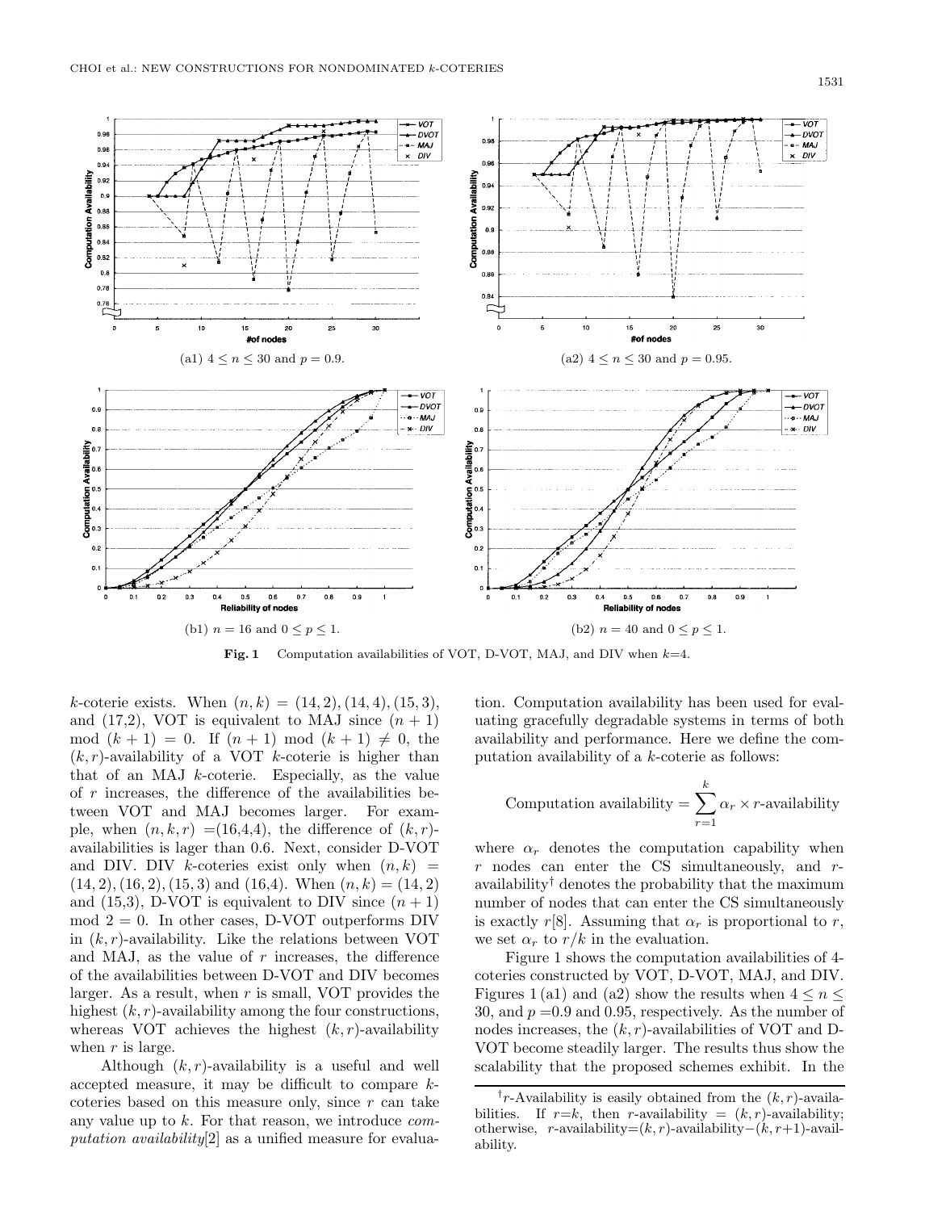(a1) $4 \le n \le 30$ and $p = 0.9$.

(a2) $4 \le n \le 30$ and $p = 0.95$.

(b1) $n = 16$ and $0 \le p \le 1$.

(b2) $n = 40$ and $0 \le p \le 1$.

**Fig. 1** Computation availabilities of VOT, D-VOT, MAJ, and DIV when $k$=4.

$k$-coterie exists. When $(n, k) = (14, 2), (14, 4), (15, 3)$, and $(17,2)$, VOT is equivalent to MAJ since $(n + 1) \bmod (k + 1) = 0$. If $(n + 1) \bmod (k + 1) \neq 0$, the $(k, r)$-availability of a VOT $k$-coterie is higher than that of an MAJ $k$-coterie. Especially, as the value of $r$ increases, the difference of the availabilities between VOT and MAJ becomes larger. For example, when $(n, k, r)$ =(16,4,4), the difference of $(k, r)$-availabilities is lager than 0.6. Next, consider D-VOT and DIV. DIV $k$-coteries exist only when $(n, k) = (14, 2), (16, 2), (15, 3)$ and $(16,4)$. When $(n, k) = (14, 2)$ and $(15,3)$, D-VOT is equivalent to DIV since $(n + 1) \bmod 2 = 0$. In other cases, D-VOT outperforms DIV in $(k, r)$-availability. Like the relations between VOT and MAJ, as the value of $r$ increases, the difference of the availabilities between D-VOT and DIV becomes larger. As a result, when $r$ is small, VOT provides the highest $(k, r)$-availability among the four constructions, whereas VOT achieves the highest $(k, r)$-availability when $r$ is large.

Although $(k, r)$-availability is a useful and well accepted measure, it may be difficult to compare $k$-coteries based on this measure only, since $r$ can take any value up to $k$. For that reason, we introduce *computation availability*[2] as a unified measure for evaluation. Computation availability has been used for evaluating gracefully degradable systems in terms of both availability and performance. Here we define the computation availability of a $k$-coterie as follows:

$$\text{Computation availability} = \sum_{r=1}^{k} \alpha_r \times r\text{-availability}$$

where $\alpha_r$ denotes the computation capability when $r$ nodes can enter the CS simultaneously, and $r$-availability[†] denotes the probability that the maximum number of nodes that can enter the CS simultaneously is exactly $r$[8]. Assuming that $\alpha_r$ is proportional to $r$, we set $\alpha_r$ to $r/k$ in the evaluation.

Figure 1 shows the computation availabilities of 4-coteries constructed by VOT, D-VOT, MAJ, and DIV. Figures 1 (a1) and (a2) show the results when $4 \le n \le 30$, and $p$ =0.9 and 0.95, respectively. As the number of nodes increases, the $(k, r)$-availabilities of VOT and D-VOT become steadily larger. The results thus show the scalability that the proposed schemes exhibit. In the

[†] $r$-Availability is easily obtained from the $(k, r)$-availabilities. If $r$=$k$, then $r$-availability = $(k, r)$-availability; otherwise, $r$-availability=$(k, r)$-availability−$(k, r+1)$-availability.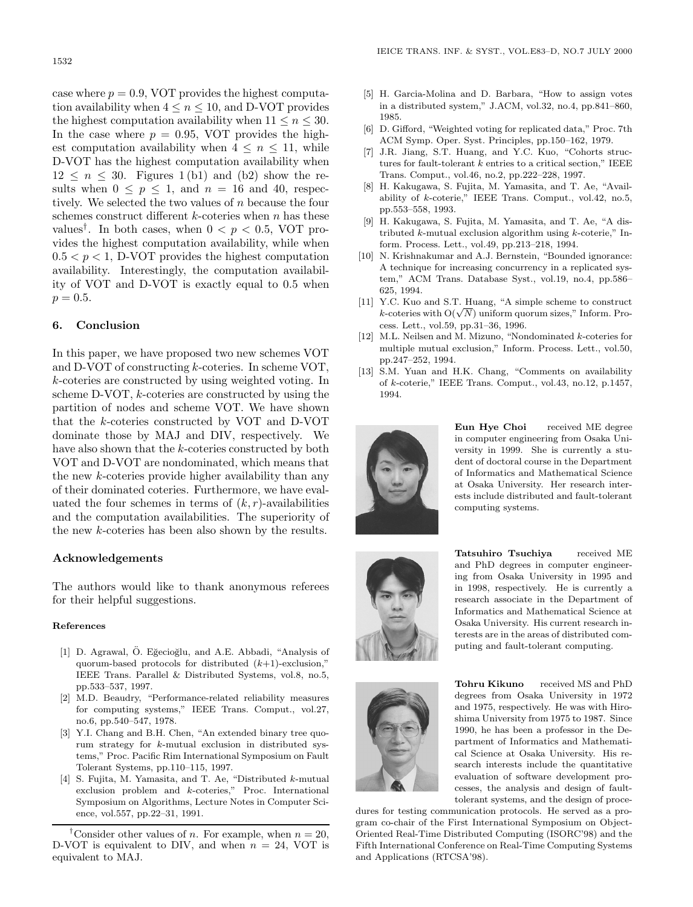case where $p = 0.9$, VOT provides the highest computation availability when $4 \leq n \leq 10$, and D-VOT provides the highest computation availability when $11 \leq n \leq 30$. In the case where $p = 0.95$, VOT provides the highest computation availability when $4 \leq n \leq 11$, while D-VOT has the highest computation availability when $12 \leq n \leq 30$. Figures 1 (b1) and (b2) show the results when $0 \leq p \leq 1$, and $n = 16$ and 40, respectively. We selected the two values of $n$ because the four schemes construct different $k$-coteries when $n$ has these values[†]. In both cases, when $0 < p < 0.5$, VOT provides the highest computation availability, while when $0.5 < p < 1$, D-VOT provides the highest computation availability. Interestingly, the computation availability of VOT and D-VOT is exactly equal to 0.5 when $p = 0.5$.

## 6. Conclusion

In this paper, we have proposed two new schemes VOT and D-VOT of constructing $k$-coteries. In scheme VOT, $k$-coteries are constructed by using weighted voting. In scheme D-VOT, $k$-coteries are constructed by using the partition of nodes and scheme VOT. We have shown that the $k$-coteries constructed by VOT and D-VOT dominate those by MAJ and DIV, respectively. We have also shown that the $k$-coteries constructed by both VOT and D-VOT are nondominated, which means that the new $k$-coteries provide higher availability than any of their dominated coteries. Furthermore, we have evaluated the four schemes in terms of $(k, r)$-availabilities and the computation availabilities. The superiority of the new $k$-coteries has been also shown by the results.

## Acknowledgements

The authors would like to thank anonymous referees for their helpful suggestions.

### References

[1] D. Agrawal, Ö. Eğecioğlu, and A.E. Abbadi, "Analysis of quorum-based protocols for distributed $(k+1)$-exclusion," IEEE Trans. Parallel & Distributed Systems, vol.8, no.5, pp.533–537, 1997.

[2] M.D. Beaudry, "Performance-related reliability measures for computing systems," IEEE Trans. Comput., vol.27, no.6, pp.540–547, 1978.

[3] Y.I. Chang and B.H. Chen, "An extended binary tree quorum strategy for $k$-mutual exclusion in distributed systems," Proc. Pacific Rim International Symposium on Fault Tolerant Systems, pp.110–115, 1997.

[4] S. Fujita, M. Yamasita, and T. Ae, "Distributed $k$-mutual exclusion problem and $k$-coteries," Proc. International Symposium on Algorithms, Lecture Notes in Computer Science, vol.557, pp.22–31, 1991.

[5] H. Garcia-Molina and D. Barbara, "How to assign votes in a distributed system," J.ACM, vol.32, no.4, pp.841–860, 1985.

[6] D. Gifford, "Weighted voting for replicated data," Proc. 7th ACM Symp. Oper. Syst. Principles, pp.150–162, 1979.

[7] J.R. Jiang, S.T. Huang, and Y.C. Kuo, "Cohorts structures for fault-tolerant $k$ entries to a critical section," IEEE Trans. Comput., vol.46, no.2, pp.222–228, 1997.

[8] H. Kakugawa, S. Fujita, M. Yamasita, and T. Ae, "Availability of $k$-coterie," IEEE Trans. Comput., vol.42, no.5, pp.553–558, 1993.

[9] H. Kakugawa, S. Fujita, M. Yamasita, and T. Ae, "A distributed $k$-mutual exclusion algorithm using $k$-coterie," Inform. Process. Lett., vol.49, pp.213–218, 1994.

[10] N. Krishnakumar and A.J. Bernstein, "Bounded ignorance: A technique for increasing concurrency in a replicated system," ACM Trans. Database Syst., vol.19, no.4, pp.586–625, 1994.

[11] Y.C. Kuo and S.T. Huang, "A simple scheme to construct $k$-coteries with $O(\sqrt{N})$ uniform quorum sizes," Inform. Process. Lett., vol.59, pp.31–36, 1996.

[12] M.L. Neilsen and M. Mizuno, "Nondominated $k$-coteries for multiple mutual exclusion," Inform. Process. Lett., vol.50, pp.247–252, 1994.

[13] S.M. Yuan and H.K. Chang, "Comments on availability of $k$-coterie," IEEE Trans. Comput., vol.43, no.12, p.1457, 1994.

[†] Consider other values of $n$. For example, when $n = 20$, D-VOT is equivalent to DIV, and when $n = 24$, VOT is equivalent to MAJ.

**Eun Hye Choi** received ME degree in computer engineering from Osaka University in 1999. She is currently a student of doctoral course in the Department of Informatics and Mathematical Science at Osaka University. Her research interests include distributed and fault-tolerant computing systems.

**Tatsuhiro Tsuchiya** received ME and PhD degrees in computer engineering from Osaka University in 1995 and in 1998, respectively. He is currently a research associate in the Department of Informatics and Mathematical Science at Osaka University. His current research interests are in the areas of distributed computing and fault-tolerant computing.

**Tohru Kikuno** received MS and PhD degrees from Osaka University in 1972 and 1975, respectively. He was with Hiroshima University from 1975 to 1987. Since 1990, he has been a professor in the Department of Informatics and Mathematical Science at Osaka University. His research interests include the quantitative evaluation of software development processes, the analysis and design of fault-tolerant systems, and the design of procedures for testing communication protocols. He served as a program co-chair of the First International Symposium on Object-Oriented Real-Time Distributed Computing (ISORC'98) and the Fifth International Conference on Real-Time Computing Systems and Applications (RTCSA'98).